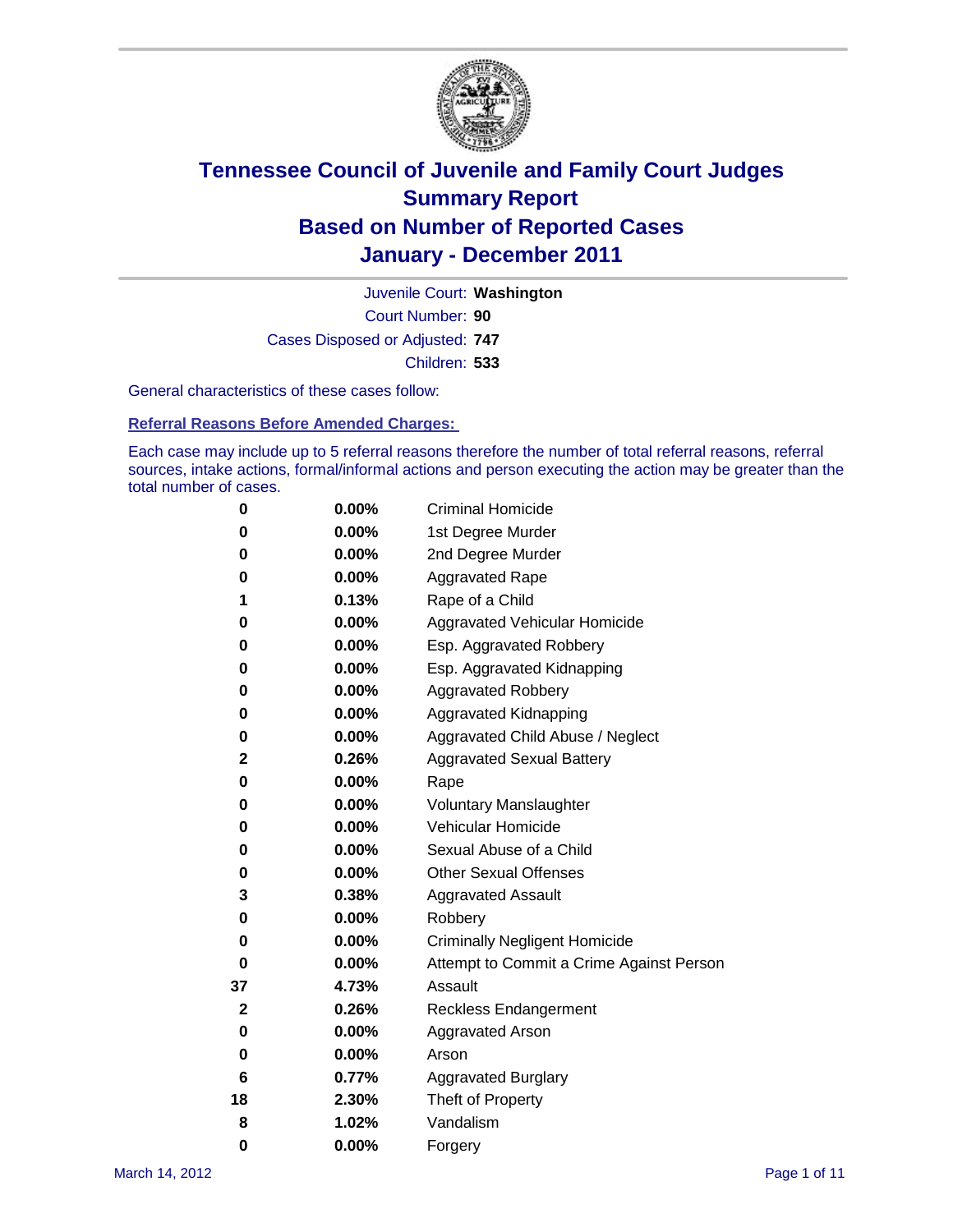# Tennessee Council of Juvenile and Family Court Judges
## Summary Report
## Based on Number of Reported Cases
## January - December 2011

Juvenile Court: **Washington**

Court Number: **90**

Cases Disposed or Adjusted: **747**

Children: **533**

General characteristics of these cases follow:

### Referral Reasons Before Amended Charges:

Each case may include up to 5 referral reasons therefore the number of total referral reasons, referral sources, intake actions, formal/informal actions and person executing the action may be greater than the total number of cases.

| Count | Percent | Referral Reason |
|---|---|---|
| 0 | 0.00% | Criminal Homicide |
| 0 | 0.00% | 1st Degree Murder |
| 0 | 0.00% | 2nd Degree Murder |
| 0 | 0.00% | Aggravated Rape |
| 1 | 0.13% | Rape of a Child |
| 0 | 0.00% | Aggravated Vehicular Homicide |
| 0 | 0.00% | Esp. Aggravated Robbery |
| 0 | 0.00% | Esp. Aggravated Kidnapping |
| 0 | 0.00% | Aggravated Robbery |
| 0 | 0.00% | Aggravated Kidnapping |
| 0 | 0.00% | Aggravated Child Abuse / Neglect |
| 2 | 0.26% | Aggravated Sexual Battery |
| 0 | 0.00% | Rape |
| 0 | 0.00% | Voluntary Manslaughter |
| 0 | 0.00% | Vehicular Homicide |
| 0 | 0.00% | Sexual Abuse of a Child |
| 0 | 0.00% | Other Sexual Offenses |
| 3 | 0.38% | Aggravated Assault |
| 0 | 0.00% | Robbery |
| 0 | 0.00% | Criminally Negligent Homicide |
| 0 | 0.00% | Attempt to Commit a Crime Against Person |
| 37 | 4.73% | Assault |
| 2 | 0.26% | Reckless Endangerment |
| 0 | 0.00% | Aggravated Arson |
| 0 | 0.00% | Arson |
| 6 | 0.77% | Aggravated Burglary |
| 18 | 2.30% | Theft of Property |
| 8 | 1.02% | Vandalism |
| 0 | 0.00% | Forgery |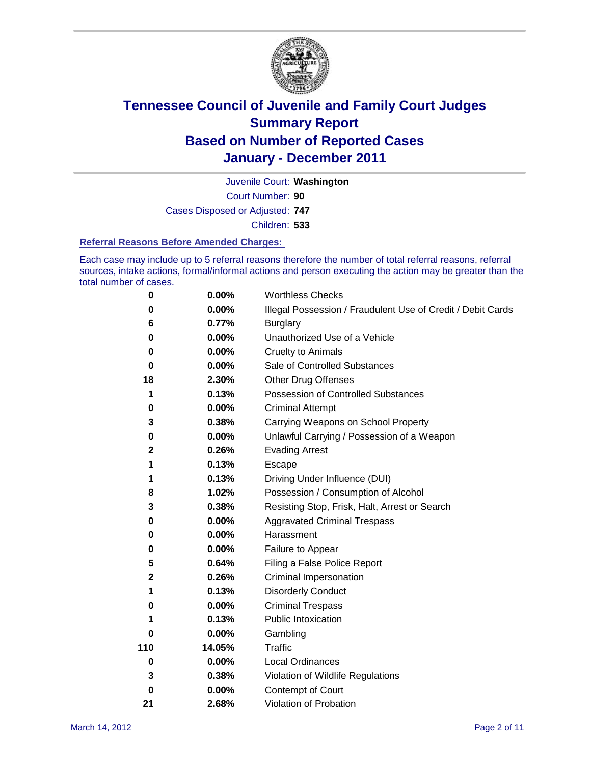# Tennessee Council of Juvenile and Family Court Judges
# Summary Report
# Based on Number of Reported Cases
# January - December 2011

Juvenile Court: **Washington**

Court Number: **90**

Cases Disposed or Adjusted: **747**

Children: **533**

### Referral Reasons Before Amended Charges:

Each case may include up to 5 referral reasons therefore the number of total referral reasons, referral sources, intake actions, formal/informal actions and person executing the action may be greater than the total number of cases.

| | | |
|---|---|---|
| 0 | 0.00% | Worthless Checks |
| 0 | 0.00% | Illegal Possession / Fraudulent Use of Credit / Debit Cards |
| 6 | 0.77% | Burglary |
| 0 | 0.00% | Unauthorized Use of a Vehicle |
| 0 | 0.00% | Cruelty to Animals |
| 0 | 0.00% | Sale of Controlled Substances |
| 18 | 2.30% | Other Drug Offenses |
| 1 | 0.13% | Possession of Controlled Substances |
| 0 | 0.00% | Criminal Attempt |
| 3 | 0.38% | Carrying Weapons on School Property |
| 0 | 0.00% | Unlawful Carrying / Possession of a Weapon |
| 2 | 0.26% | Evading Arrest |
| 1 | 0.13% | Escape |
| 1 | 0.13% | Driving Under Influence (DUI) |
| 8 | 1.02% | Possession / Consumption of Alcohol |
| 3 | 0.38% | Resisting Stop, Frisk, Halt, Arrest or Search |
| 0 | 0.00% | Aggravated Criminal Trespass |
| 0 | 0.00% | Harassment |
| 0 | 0.00% | Failure to Appear |
| 5 | 0.64% | Filing a False Police Report |
| 2 | 0.26% | Criminal Impersonation |
| 1 | 0.13% | Disorderly Conduct |
| 0 | 0.00% | Criminal Trespass |
| 1 | 0.13% | Public Intoxication |
| 0 | 0.00% | Gambling |
| 110 | 14.05% | Traffic |
| 0 | 0.00% | Local Ordinances |
| 3 | 0.38% | Violation of Wildlife Regulations |
| 0 | 0.00% | Contempt of Court |
| 21 | 2.68% | Violation of Probation |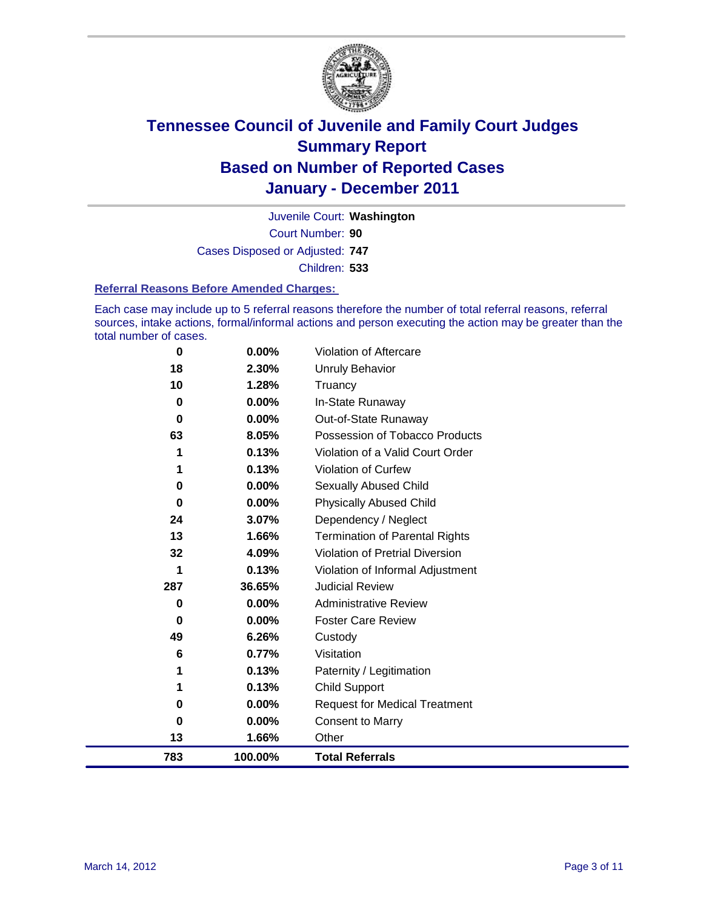# Tennessee Council of Juvenile and Family Court Judges
## Summary Report
## Based on Number of Reported Cases
## January - December 2011

Juvenile Court: **Washington**

Court Number: **90**

Cases Disposed or Adjusted: **747**

Children: **533**

### Referral Reasons Before Amended Charges:

Each case may include up to 5 referral reasons therefore the number of total referral reasons, referral sources, intake actions, formal/informal actions and person executing the action may be greater than the total number of cases.

| Count | Percent | Referral Reason |
|---|---|---|
| 0 | 0.00% | Violation of Aftercare |
| 18 | 2.30% | Unruly Behavior |
| 10 | 1.28% | Truancy |
| 0 | 0.00% | In-State Runaway |
| 0 | 0.00% | Out-of-State Runaway |
| 63 | 8.05% | Possession of Tobacco Products |
| 1 | 0.13% | Violation of a Valid Court Order |
| 1 | 0.13% | Violation of Curfew |
| 0 | 0.00% | Sexually Abused Child |
| 0 | 0.00% | Physically Abused Child |
| 24 | 3.07% | Dependency / Neglect |
| 13 | 1.66% | Termination of Parental Rights |
| 32 | 4.09% | Violation of Pretrial Diversion |
| 1 | 0.13% | Violation of Informal Adjustment |
| 287 | 36.65% | Judicial Review |
| 0 | 0.00% | Administrative Review |
| 0 | 0.00% | Foster Care Review |
| 49 | 6.26% | Custody |
| 6 | 0.77% | Visitation |
| 1 | 0.13% | Paternity / Legitimation |
| 1 | 0.13% | Child Support |
| 0 | 0.00% | Request for Medical Treatment |
| 0 | 0.00% | Consent to Marry |
| 13 | 1.66% | Other |
| **783** | **100.00%** | **Total Referrals** |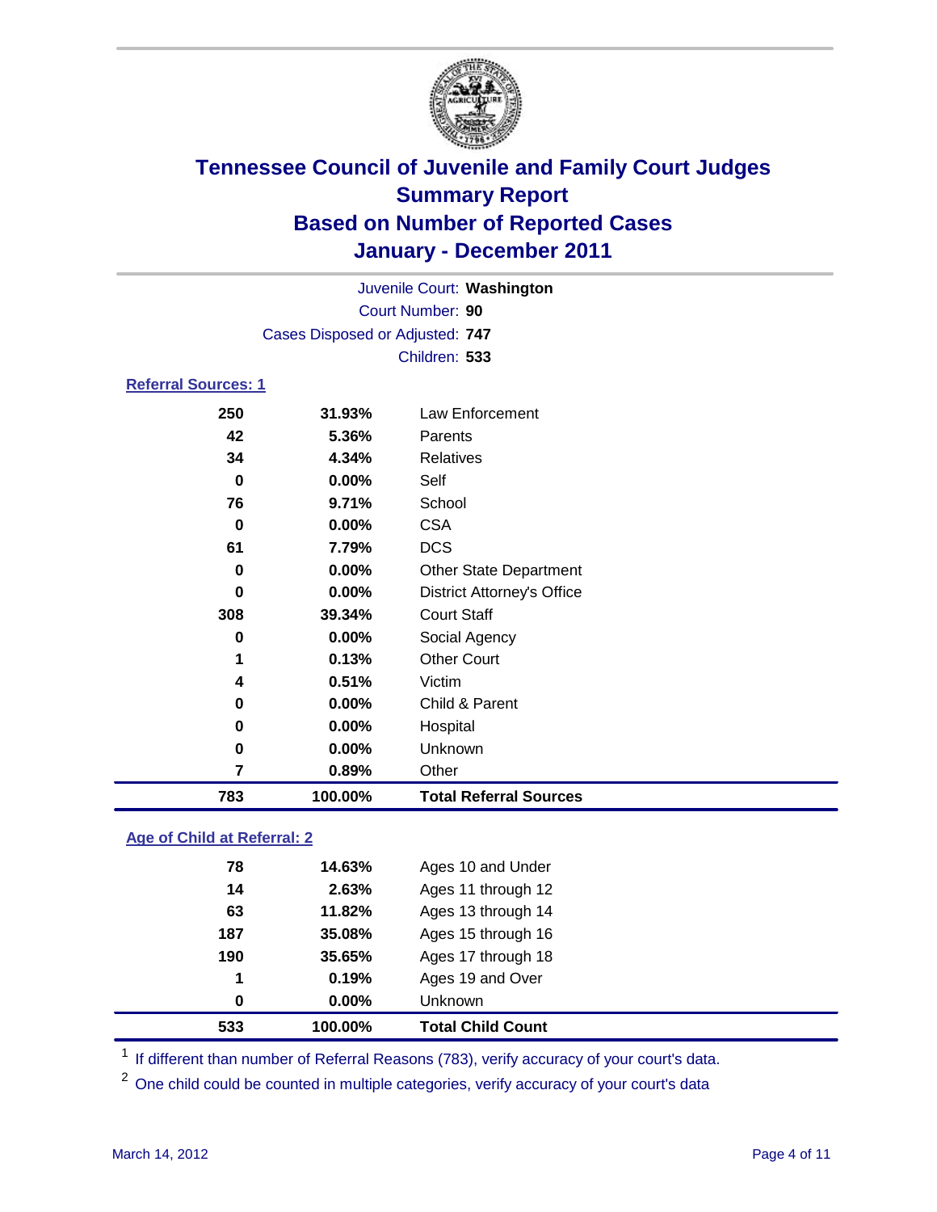# Tennessee Council of Juvenile and Family Court Judges
## Summary Report
## Based on Number of Reported Cases
## January - December 2011

Juvenile Court: **Washington**
Court Number: **90**
Cases Disposed or Adjusted: **747**
Children: **533**

### Referral Sources: 1

| | | |
|---|---|---|
| 250 | 31.93% | Law Enforcement |
| 42 | 5.36% | Parents |
| 34 | 4.34% | Relatives |
| 0 | 0.00% | Self |
| 76 | 9.71% | School |
| 0 | 0.00% | CSA |
| 61 | 7.79% | DCS |
| 0 | 0.00% | Other State Department |
| 0 | 0.00% | District Attorney's Office |
| 308 | 39.34% | Court Staff |
| 0 | 0.00% | Social Agency |
| 1 | 0.13% | Other Court |
| 4 | 0.51% | Victim |
| 0 | 0.00% | Child & Parent |
| 0 | 0.00% | Hospital |
| 0 | 0.00% | Unknown |
| 7 | 0.89% | Other |
| **783** | **100.00%** | **Total Referral Sources** |

### Age of Child at Referral: 2

| | | |
|---|---|---|
| 78 | 14.63% | Ages 10 and Under |
| 14 | 2.63% | Ages 11 through 12 |
| 63 | 11.82% | Ages 13 through 14 |
| 187 | 35.08% | Ages 15 through 16 |
| 190 | 35.65% | Ages 17 through 18 |
| 1 | 0.19% | Ages 19 and Over |
| 0 | 0.00% | Unknown |
| **533** | **100.00%** | **Total Child Count** |

[1] If different than number of Referral Reasons (783), verify accuracy of your court's data.

[2] One child could be counted in multiple categories, verify accuracy of your court's data

March 14, 2012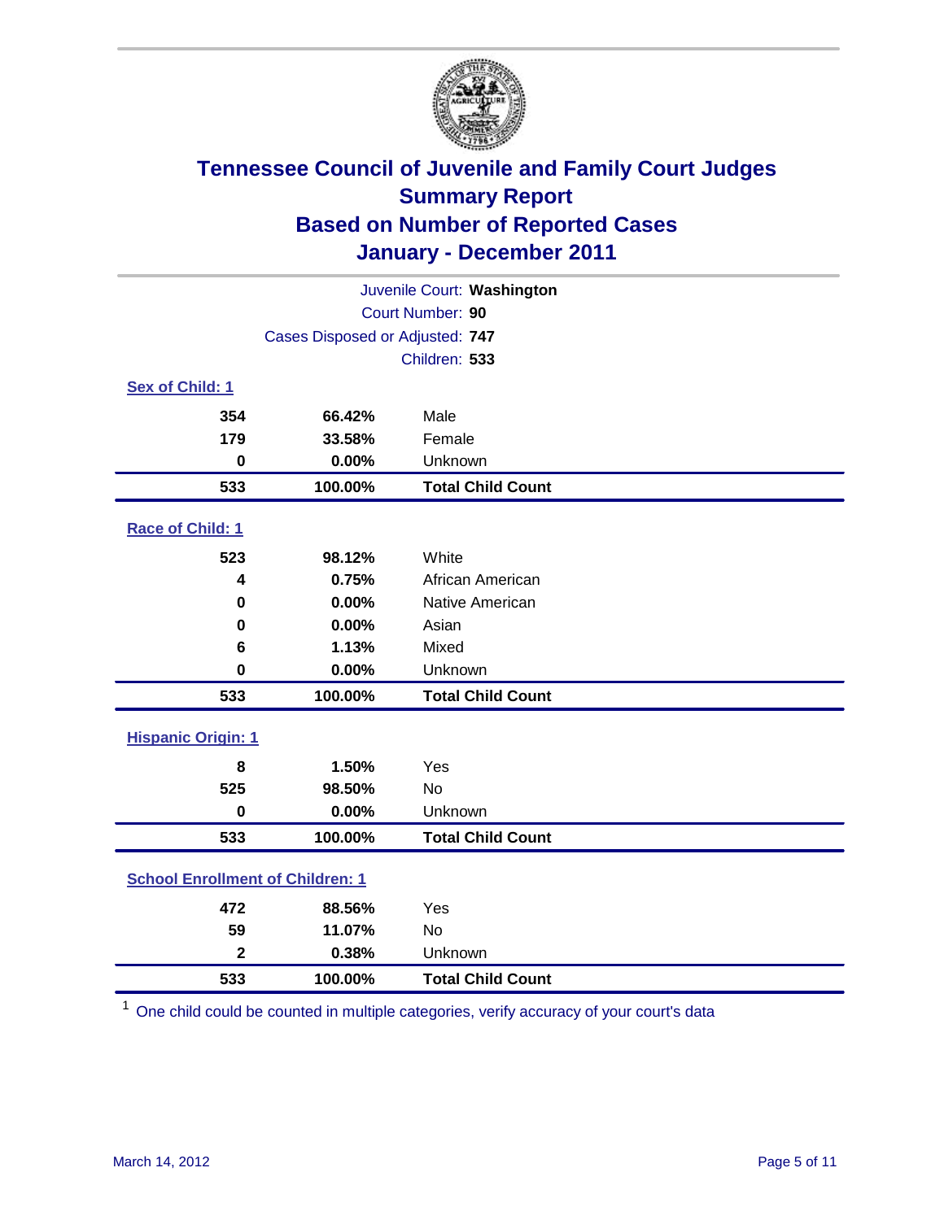# Tennessee Council of Juvenile and Family Court Judges
## Summary Report
## Based on Number of Reported Cases
## January - December 2011

Juvenile Court: **Washington**
Court Number: **90**
Cases Disposed or Adjusted: **747**
Children: **533**

### Sex of Child: 1

| | | |
|---|---|---|
| **354** | **66.42%** | Male |
| **179** | **33.58%** | Female |
| **0** | **0.00%** | Unknown |
| **533** | **100.00%** | **Total Child Count** |

### Race of Child: 1

| | | |
|---|---|---|
| **523** | **98.12%** | White |
| **4** | **0.75%** | African American |
| **0** | **0.00%** | Native American |
| **0** | **0.00%** | Asian |
| **6** | **1.13%** | Mixed |
| **0** | **0.00%** | Unknown |
| **533** | **100.00%** | **Total Child Count** |

### Hispanic Origin: 1

| | | |
|---|---|---|
| **8** | **1.50%** | Yes |
| **525** | **98.50%** | No |
| **0** | **0.00%** | Unknown |
| **533** | **100.00%** | **Total Child Count** |

### School Enrollment of Children: 1

| | | |
|---|---|---|
| **472** | **88.56%** | Yes |
| **59** | **11.07%** | No |
| **2** | **0.38%** | Unknown |
| **533** | **100.00%** | **Total Child Count** |

[1] One child could be counted in multiple categories, verify accuracy of your court's data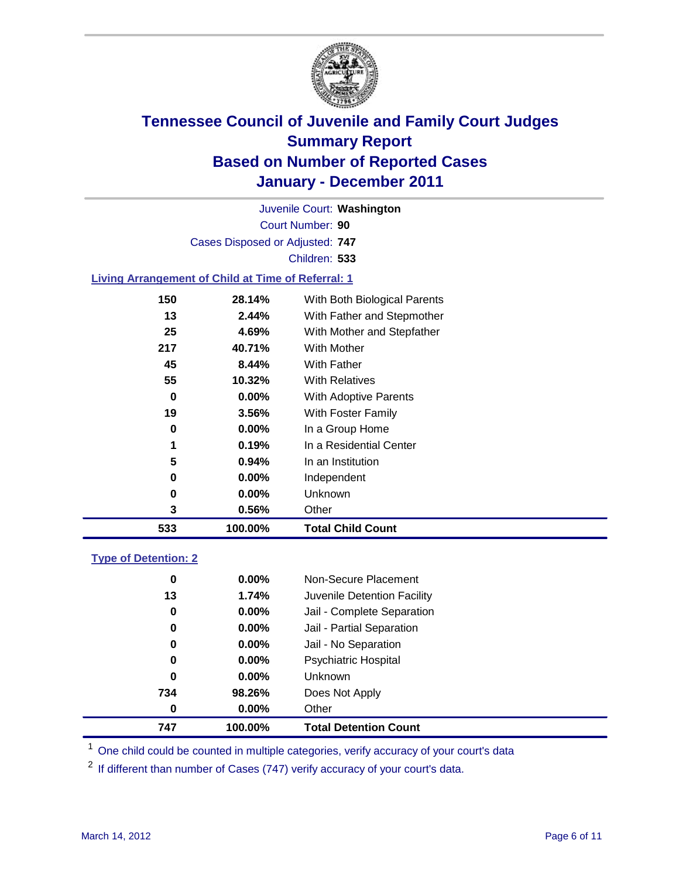# Tennessee Council of Juvenile and Family Court Judges
## Summary Report
## Based on Number of Reported Cases
## January - December 2011

Juvenile Court: **Washington**
Court Number: **90**
Cases Disposed or Adjusted: **747**
Children: **533**

### Living Arrangement of Child at Time of Referral: 1

| | | |
|---|---|---|
| 150 | 28.14% | With Both Biological Parents |
| 13 | 2.44% | With Father and Stepmother |
| 25 | 4.69% | With Mother and Stepfather |
| 217 | 40.71% | With Mother |
| 45 | 8.44% | With Father |
| 55 | 10.32% | With Relatives |
| 0 | 0.00% | With Adoptive Parents |
| 19 | 3.56% | With Foster Family |
| 0 | 0.00% | In a Group Home |
| 1 | 0.19% | In a Residential Center |
| 5 | 0.94% | In an Institution |
| 0 | 0.00% | Independent |
| 0 | 0.00% | Unknown |
| 3 | 0.56% | Other |
| **533** | **100.00%** | **Total Child Count** |

### Type of Detention: 2

| | | |
|---|---|---|
| 0 | 0.00% | Non-Secure Placement |
| 13 | 1.74% | Juvenile Detention Facility |
| 0 | 0.00% | Jail - Complete Separation |
| 0 | 0.00% | Jail - Partial Separation |
| 0 | 0.00% | Jail - No Separation |
| 0 | 0.00% | Psychiatric Hospital |
| 0 | 0.00% | Unknown |
| 734 | 98.26% | Does Not Apply |
| 0 | 0.00% | Other |
| **747** | **100.00%** | **Total Detention Count** |

[1] One child could be counted in multiple categories, verify accuracy of your court's data

[2] If different than number of Cases (747) verify accuracy of your court's data.

March 14, 2012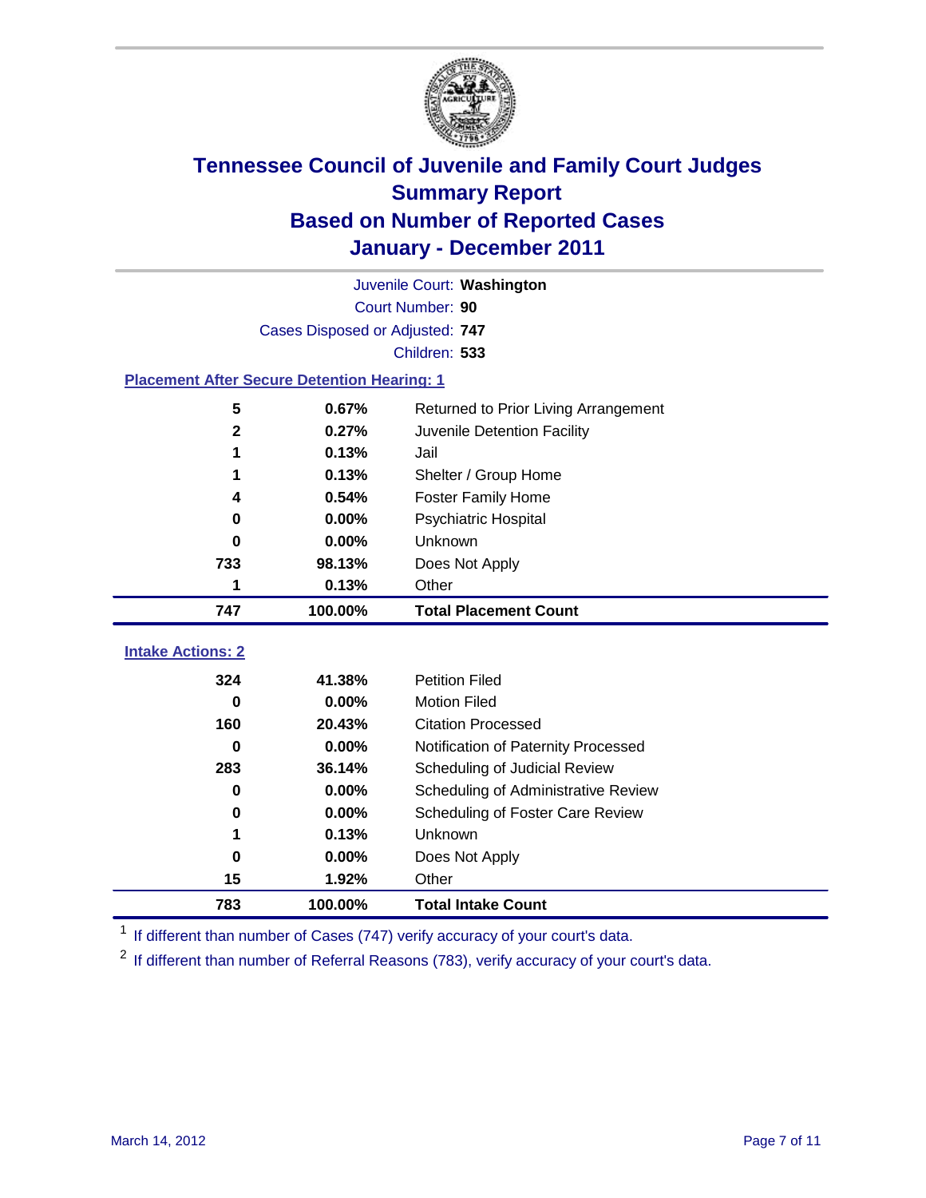# Tennessee Council of Juvenile and Family Court Judges
## Summary Report
## Based on Number of Reported Cases
## January - December 2011

Juvenile Court: **Washington**

Court Number: **90**

Cases Disposed or Adjusted: **747**

Children: **533**

### Placement After Secure Detention Hearing: 1

| Count | Percent | Placement |
|---|---|---|
| 5 | 0.67% | Returned to Prior Living Arrangement |
| 2 | 0.27% | Juvenile Detention Facility |
| 1 | 0.13% | Jail |
| 1 | 0.13% | Shelter / Group Home |
| 4 | 0.54% | Foster Family Home |
| 0 | 0.00% | Psychiatric Hospital |
| 0 | 0.00% | Unknown |
| 733 | 98.13% | Does Not Apply |
| 1 | 0.13% | Other |
| **747** | **100.00%** | **Total Placement Count** |

### Intake Actions: 2

| Count | Percent | Intake Action |
|---|---|---|
| 324 | 41.38% | Petition Filed |
| 0 | 0.00% | Motion Filed |
| 160 | 20.43% | Citation Processed |
| 0 | 0.00% | Notification of Paternity Processed |
| 283 | 36.14% | Scheduling of Judicial Review |
| 0 | 0.00% | Scheduling of Administrative Review |
| 0 | 0.00% | Scheduling of Foster Care Review |
| 1 | 0.13% | Unknown |
| 0 | 0.00% | Does Not Apply |
| 15 | 1.92% | Other |
| **783** | **100.00%** | **Total Intake Count** |

[1] If different than number of Cases (747) verify accuracy of your court's data.

[2] If different than number of Referral Reasons (783), verify accuracy of your court's data.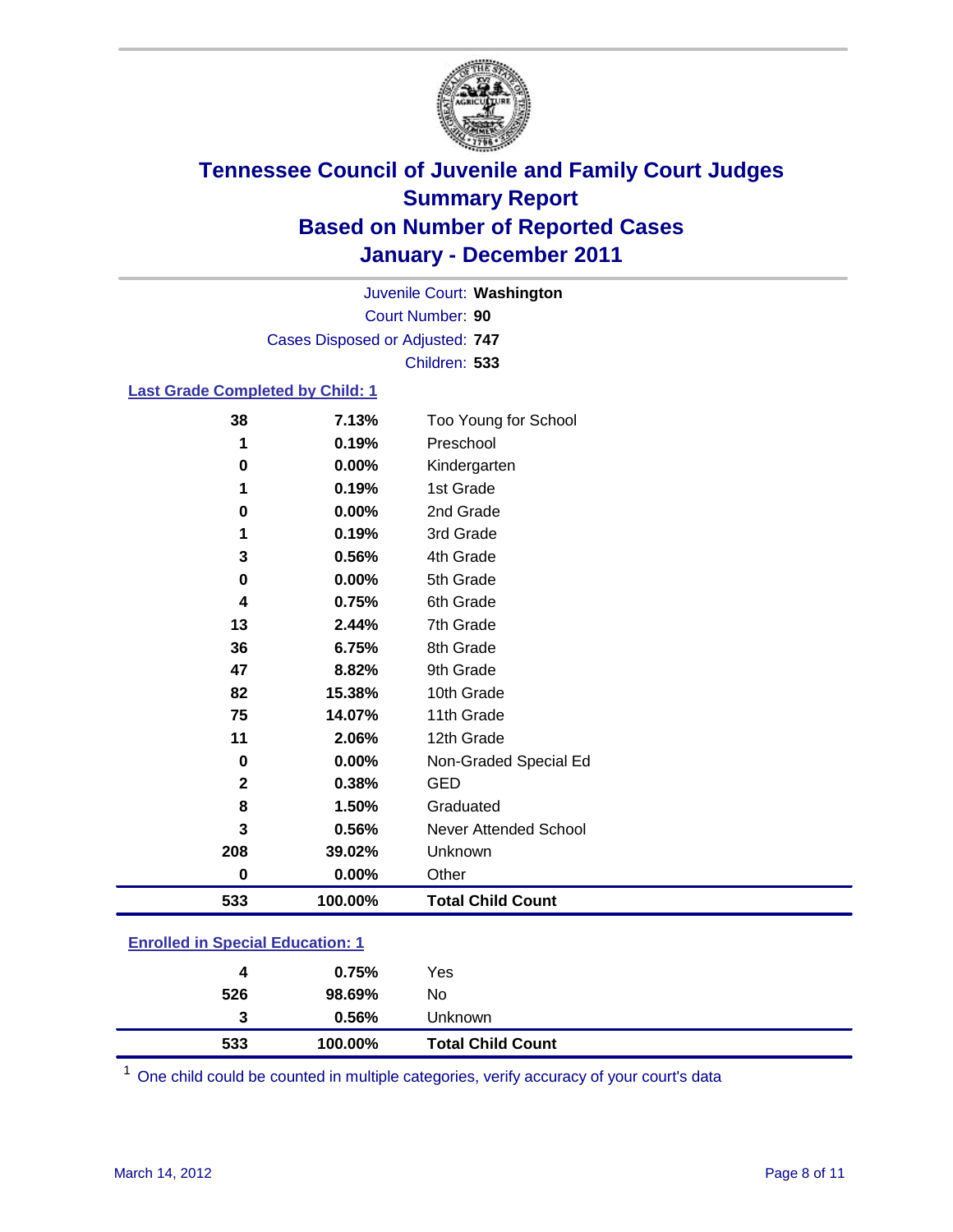# Tennessee Council of Juvenile and Family Court Judges
# Summary Report
# Based on Number of Reported Cases
# January - December 2011

Juvenile Court: **Washington**
Court Number: **90**
Cases Disposed or Adjusted: **747**
Children: **533**

### Last Grade Completed by Child: 1

| | | |
|---|---|---|
| 38 | 7.13% | Too Young for School |
| 1 | 0.19% | Preschool |
| 0 | 0.00% | Kindergarten |
| 1 | 0.19% | 1st Grade |
| 0 | 0.00% | 2nd Grade |
| 1 | 0.19% | 3rd Grade |
| 3 | 0.56% | 4th Grade |
| 0 | 0.00% | 5th Grade |
| 4 | 0.75% | 6th Grade |
| 13 | 2.44% | 7th Grade |
| 36 | 6.75% | 8th Grade |
| 47 | 8.82% | 9th Grade |
| 82 | 15.38% | 10th Grade |
| 75 | 14.07% | 11th Grade |
| 11 | 2.06% | 12th Grade |
| 0 | 0.00% | Non-Graded Special Ed |
| 2 | 0.38% | GED |
| 8 | 1.50% | Graduated |
| 3 | 0.56% | Never Attended School |
| 208 | 39.02% | Unknown |
| 0 | 0.00% | Other |
| **533** | **100.00%** | **Total Child Count** |

### Enrolled in Special Education: 1

| | | |
|---|---|---|
| 4 | 0.75% | Yes |
| 526 | 98.69% | No |
| 3 | 0.56% | Unknown |
| **533** | **100.00%** | **Total Child Count** |

[1] One child could be counted in multiple categories, verify accuracy of your court's data

March 14, 2012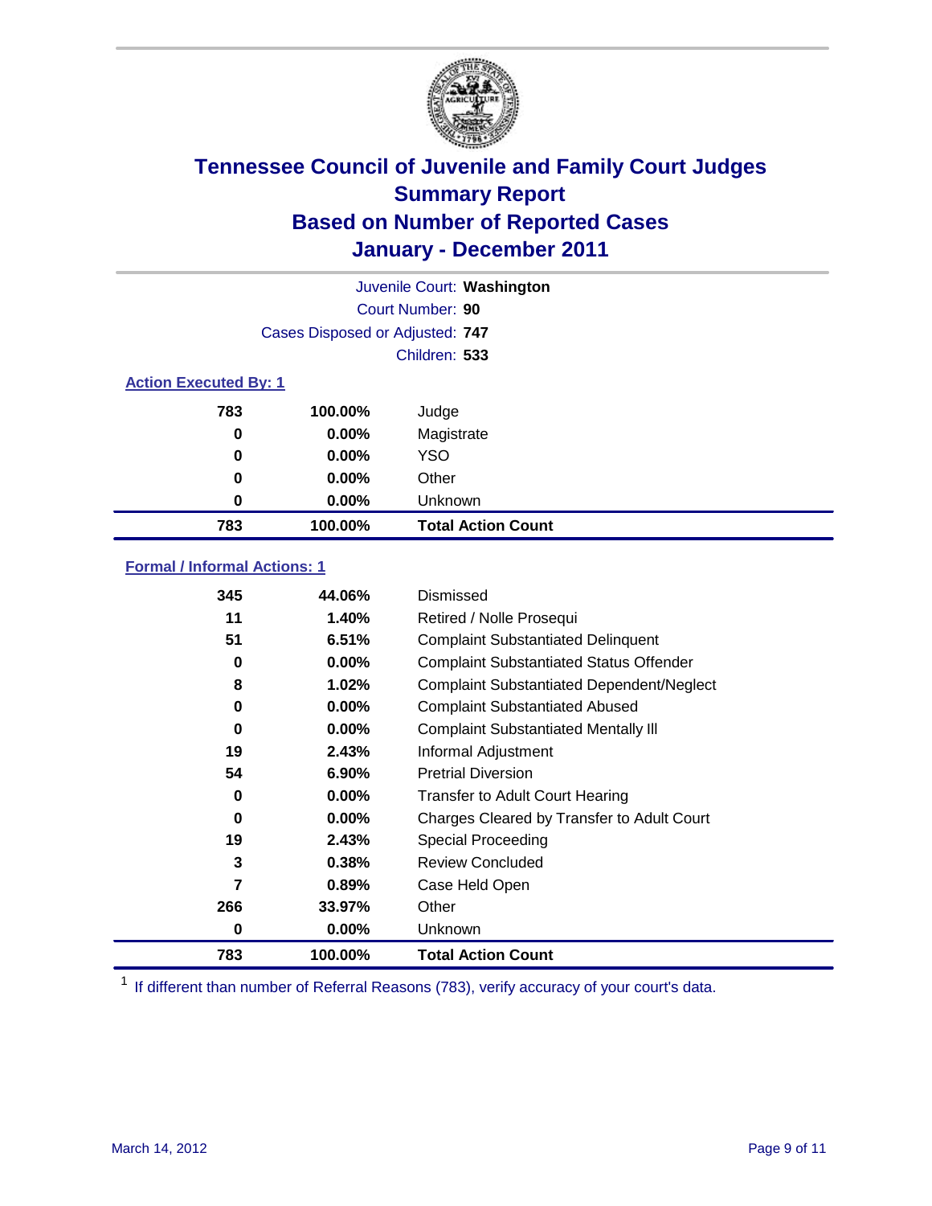# Tennessee Council of Juvenile and Family Court Judges
## Summary Report
## Based on Number of Reported Cases
## January - December 2011

Juvenile Court: **Washington**

Court Number: **90**

Cases Disposed or Adjusted: **747**

Children: **533**

### Action Executed By: 1

| | | |
|---|---|---|
| 783 | 100.00% | Judge |
| 0 | 0.00% | Magistrate |
| 0 | 0.00% | YSO |
| 0 | 0.00% | Other |
| 0 | 0.00% | Unknown |
| **783** | **100.00%** | **Total Action Count** |

### Formal / Informal Actions: 1

| | | |
|---|---|---|
| 345 | 44.06% | Dismissed |
| 11 | 1.40% | Retired / Nolle Prosequi |
| 51 | 6.51% | Complaint Substantiated Delinquent |
| 0 | 0.00% | Complaint Substantiated Status Offender |
| 8 | 1.02% | Complaint Substantiated Dependent/Neglect |
| 0 | 0.00% | Complaint Substantiated Abused |
| 0 | 0.00% | Complaint Substantiated Mentally Ill |
| 19 | 2.43% | Informal Adjustment |
| 54 | 6.90% | Pretrial Diversion |
| 0 | 0.00% | Transfer to Adult Court Hearing |
| 0 | 0.00% | Charges Cleared by Transfer to Adult Court |
| 19 | 2.43% | Special Proceeding |
| 3 | 0.38% | Review Concluded |
| 7 | 0.89% | Case Held Open |
| 266 | 33.97% | Other |
| 0 | 0.00% | Unknown |
| **783** | **100.00%** | **Total Action Count** |

[1] If different than number of Referral Reasons (783), verify accuracy of your court's data.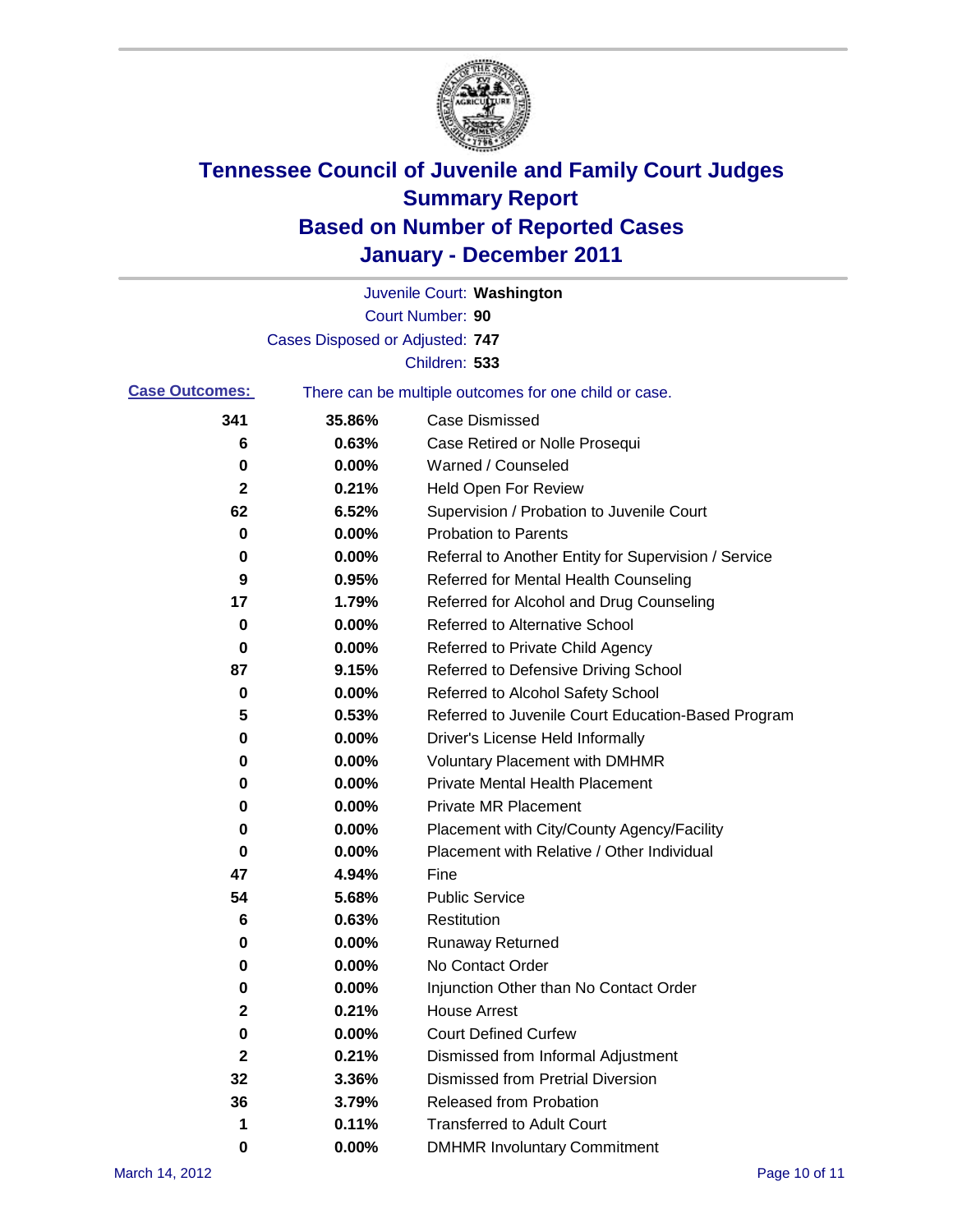# Tennessee Council of Juvenile and Family Court Judges
## Summary Report
## Based on Number of Reported Cases
## January - December 2011

Juvenile Court: **Washington**

Court Number: **90**

Cases Disposed or Adjusted: **747**

Children: **533**

**Case Outcomes:** There can be multiple outcomes for one child or case.

| Count | Percent | Outcome |
|---|---|---|
| 341 | 35.86% | Case Dismissed |
| 6 | 0.63% | Case Retired or Nolle Prosequi |
| 0 | 0.00% | Warned / Counseled |
| 2 | 0.21% | Held Open For Review |
| 62 | 6.52% | Supervision / Probation to Juvenile Court |
| 0 | 0.00% | Probation to Parents |
| 0 | 0.00% | Referral to Another Entity for Supervision / Service |
| 9 | 0.95% | Referred for Mental Health Counseling |
| 17 | 1.79% | Referred for Alcohol and Drug Counseling |
| 0 | 0.00% | Referred to Alternative School |
| 0 | 0.00% | Referred to Private Child Agency |
| 87 | 9.15% | Referred to Defensive Driving School |
| 0 | 0.00% | Referred to Alcohol Safety School |
| 5 | 0.53% | Referred to Juvenile Court Education-Based Program |
| 0 | 0.00% | Driver's License Held Informally |
| 0 | 0.00% | Voluntary Placement with DMHMR |
| 0 | 0.00% | Private Mental Health Placement |
| 0 | 0.00% | Private MR Placement |
| 0 | 0.00% | Placement with City/County Agency/Facility |
| 0 | 0.00% | Placement with Relative / Other Individual |
| 47 | 4.94% | Fine |
| 54 | 5.68% | Public Service |
| 6 | 0.63% | Restitution |
| 0 | 0.00% | Runaway Returned |
| 0 | 0.00% | No Contact Order |
| 0 | 0.00% | Injunction Other than No Contact Order |
| 2 | 0.21% | House Arrest |
| 0 | 0.00% | Court Defined Curfew |
| 2 | 0.21% | Dismissed from Informal Adjustment |
| 32 | 3.36% | Dismissed from Pretrial Diversion |
| 36 | 3.79% | Released from Probation |
| 1 | 0.11% | Transferred to Adult Court |
| 0 | 0.00% | DMHMR Involuntary Commitment |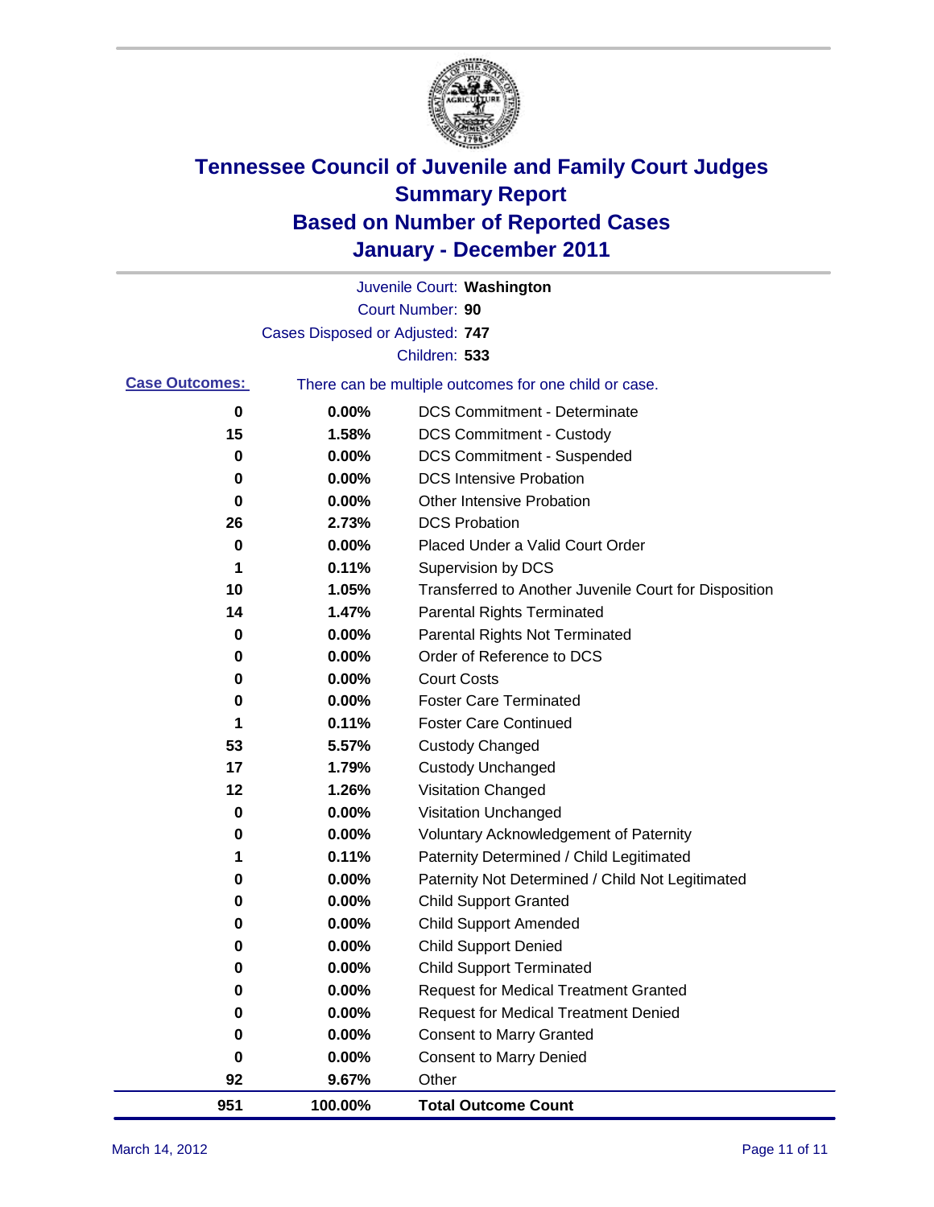# Tennessee Council of Juvenile and Family Court Judges
## Summary Report
## Based on Number of Reported Cases
## January - December 2011

Juvenile Court: **Washington**

Court Number: **90**

Cases Disposed or Adjusted: **747**

Children: **533**

**Case Outcomes:** There can be multiple outcomes for one child or case.

| | | |
|---|---|---|
| 0 | 0.00% | DCS Commitment - Determinate |
| 15 | 1.58% | DCS Commitment - Custody |
| 0 | 0.00% | DCS Commitment - Suspended |
| 0 | 0.00% | DCS Intensive Probation |
| 0 | 0.00% | Other Intensive Probation |
| 26 | 2.73% | DCS Probation |
| 0 | 0.00% | Placed Under a Valid Court Order |
| 1 | 0.11% | Supervision by DCS |
| 10 | 1.05% | Transferred to Another Juvenile Court for Disposition |
| 14 | 1.47% | Parental Rights Terminated |
| 0 | 0.00% | Parental Rights Not Terminated |
| 0 | 0.00% | Order of Reference to DCS |
| 0 | 0.00% | Court Costs |
| 0 | 0.00% | Foster Care Terminated |
| 1 | 0.11% | Foster Care Continued |
| 53 | 5.57% | Custody Changed |
| 17 | 1.79% | Custody Unchanged |
| 12 | 1.26% | Visitation Changed |
| 0 | 0.00% | Visitation Unchanged |
| 0 | 0.00% | Voluntary Acknowledgement of Paternity |
| 1 | 0.11% | Paternity Determined / Child Legitimated |
| 0 | 0.00% | Paternity Not Determined / Child Not Legitimated |
| 0 | 0.00% | Child Support Granted |
| 0 | 0.00% | Child Support Amended |
| 0 | 0.00% | Child Support Denied |
| 0 | 0.00% | Child Support Terminated |
| 0 | 0.00% | Request for Medical Treatment Granted |
| 0 | 0.00% | Request for Medical Treatment Denied |
| 0 | 0.00% | Consent to Marry Granted |
| 0 | 0.00% | Consent to Marry Denied |
| 92 | 9.67% | Other |
| **951** | **100.00%** | **Total Outcome Count** |